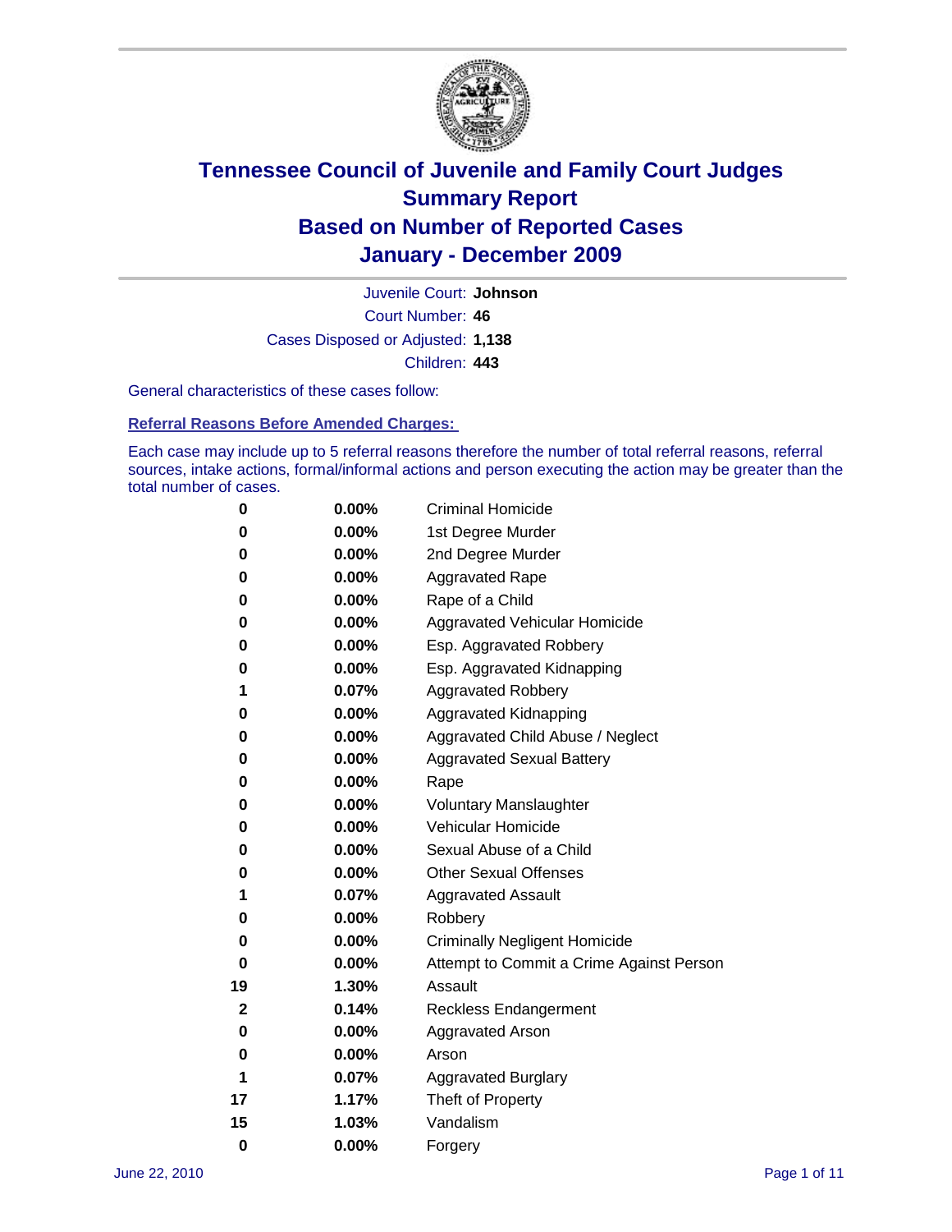# Tennessee Council of Juvenile and Family Court Judges
## Summary Report
## Based on Number of Reported Cases
## January - December 2009

Juvenile Court: **Johnson**

Court Number: **46**

Cases Disposed or Adjusted: **1,138**

Children: **443**

General characteristics of these cases follow:

### Referral Reasons Before Amended Charges:

Each case may include up to 5 referral reasons therefore the number of total referral reasons, referral sources, intake actions, formal/informal actions and person executing the action may be greater than the total number of cases.

| Count | Percent | Reason |
|---|---|---|
| 0 | 0.00% | Criminal Homicide |
| 0 | 0.00% | 1st Degree Murder |
| 0 | 0.00% | 2nd Degree Murder |
| 0 | 0.00% | Aggravated Rape |
| 0 | 0.00% | Rape of a Child |
| 0 | 0.00% | Aggravated Vehicular Homicide |
| 0 | 0.00% | Esp. Aggravated Robbery |
| 0 | 0.00% | Esp. Aggravated Kidnapping |
| 1 | 0.07% | Aggravated Robbery |
| 0 | 0.00% | Aggravated Kidnapping |
| 0 | 0.00% | Aggravated Child Abuse / Neglect |
| 0 | 0.00% | Aggravated Sexual Battery |
| 0 | 0.00% | Rape |
| 0 | 0.00% | Voluntary Manslaughter |
| 0 | 0.00% | Vehicular Homicide |
| 0 | 0.00% | Sexual Abuse of a Child |
| 0 | 0.00% | Other Sexual Offenses |
| 1 | 0.07% | Aggravated Assault |
| 0 | 0.00% | Robbery |
| 0 | 0.00% | Criminally Negligent Homicide |
| 0 | 0.00% | Attempt to Commit a Crime Against Person |
| 19 | 1.30% | Assault |
| 2 | 0.14% | Reckless Endangerment |
| 0 | 0.00% | Aggravated Arson |
| 0 | 0.00% | Arson |
| 1 | 0.07% | Aggravated Burglary |
| 17 | 1.17% | Theft of Property |
| 15 | 1.03% | Vandalism |
| 0 | 0.00% | Forgery |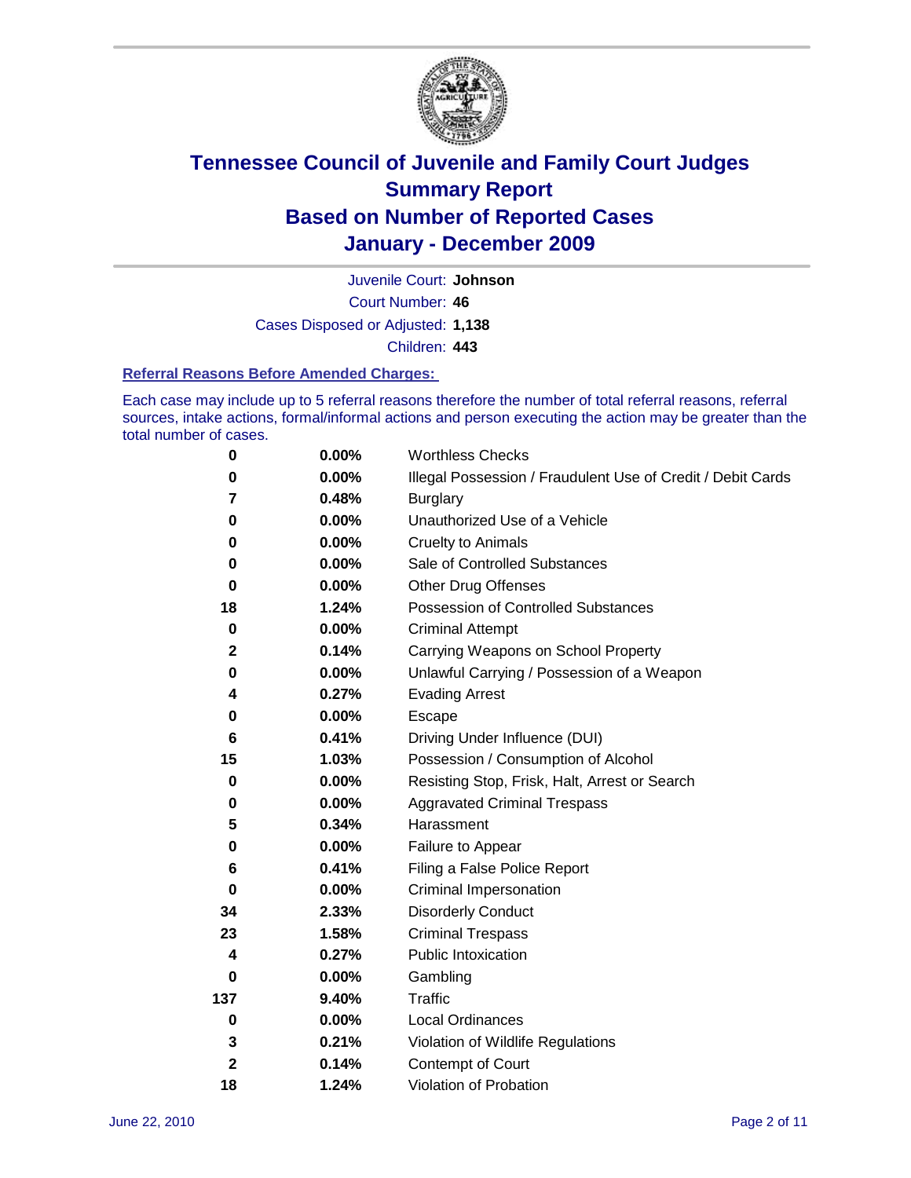# Tennessee Council of Juvenile and Family Court Judges
# Summary Report
# Based on Number of Reported Cases
# January - December 2009

Juvenile Court: **Johnson**

Court Number: **46**

Cases Disposed or Adjusted: **1,138**

Children: **443**

### Referral Reasons Before Amended Charges:

Each case may include up to 5 referral reasons therefore the number of total referral reasons, referral sources, intake actions, formal/informal actions and person executing the action may be greater than the total number of cases.

| | | |
|---|---|---|
| 0 | 0.00% | Worthless Checks |
| 0 | 0.00% | Illegal Possession / Fraudulent Use of Credit / Debit Cards |
| 7 | 0.48% | Burglary |
| 0 | 0.00% | Unauthorized Use of a Vehicle |
| 0 | 0.00% | Cruelty to Animals |
| 0 | 0.00% | Sale of Controlled Substances |
| 0 | 0.00% | Other Drug Offenses |
| 18 | 1.24% | Possession of Controlled Substances |
| 0 | 0.00% | Criminal Attempt |
| 2 | 0.14% | Carrying Weapons on School Property |
| 0 | 0.00% | Unlawful Carrying / Possession of a Weapon |
| 4 | 0.27% | Evading Arrest |
| 0 | 0.00% | Escape |
| 6 | 0.41% | Driving Under Influence (DUI) |
| 15 | 1.03% | Possession / Consumption of Alcohol |
| 0 | 0.00% | Resisting Stop, Frisk, Halt, Arrest or Search |
| 0 | 0.00% | Aggravated Criminal Trespass |
| 5 | 0.34% | Harassment |
| 0 | 0.00% | Failure to Appear |
| 6 | 0.41% | Filing a False Police Report |
| 0 | 0.00% | Criminal Impersonation |
| 34 | 2.33% | Disorderly Conduct |
| 23 | 1.58% | Criminal Trespass |
| 4 | 0.27% | Public Intoxication |
| 0 | 0.00% | Gambling |
| 137 | 9.40% | Traffic |
| 0 | 0.00% | Local Ordinances |
| 3 | 0.21% | Violation of Wildlife Regulations |
| 2 | 0.14% | Contempt of Court |
| 18 | 1.24% | Violation of Probation |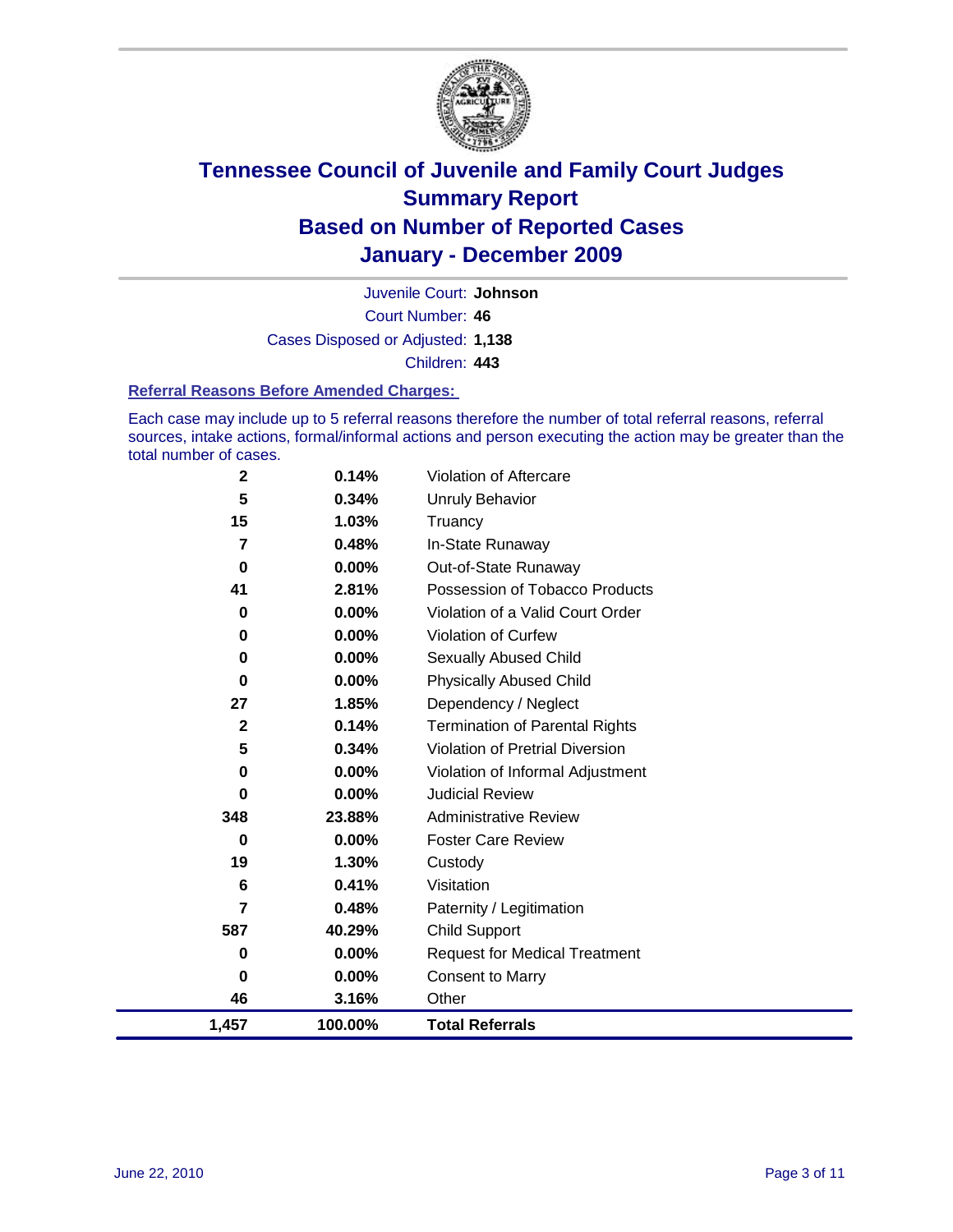# Tennessee Council of Juvenile and Family Court Judges
# Summary Report
# Based on Number of Reported Cases
# January - December 2009

Juvenile Court: **Johnson**

Court Number: **46**

Cases Disposed or Adjusted: **1,138**

Children: **443**

### Referral Reasons Before Amended Charges:

Each case may include up to 5 referral reasons therefore the number of total referral reasons, referral sources, intake actions, formal/informal actions and person executing the action may be greater than the total number of cases.

| Count | Percent | Referral Reason |
|---|---|---|
| 2 | 0.14% | Violation of Aftercare |
| 5 | 0.34% | Unruly Behavior |
| 15 | 1.03% | Truancy |
| 7 | 0.48% | In-State Runaway |
| 0 | 0.00% | Out-of-State Runaway |
| 41 | 2.81% | Possession of Tobacco Products |
| 0 | 0.00% | Violation of a Valid Court Order |
| 0 | 0.00% | Violation of Curfew |
| 0 | 0.00% | Sexually Abused Child |
| 0 | 0.00% | Physically Abused Child |
| 27 | 1.85% | Dependency / Neglect |
| 2 | 0.14% | Termination of Parental Rights |
| 5 | 0.34% | Violation of Pretrial Diversion |
| 0 | 0.00% | Violation of Informal Adjustment |
| 0 | 0.00% | Judicial Review |
| 348 | 23.88% | Administrative Review |
| 0 | 0.00% | Foster Care Review |
| 19 | 1.30% | Custody |
| 6 | 0.41% | Visitation |
| 7 | 0.48% | Paternity / Legitimation |
| 587 | 40.29% | Child Support |
| 0 | 0.00% | Request for Medical Treatment |
| 0 | 0.00% | Consent to Marry |
| 46 | 3.16% | Other |
| **1,457** | **100.00%** | **Total Referrals** |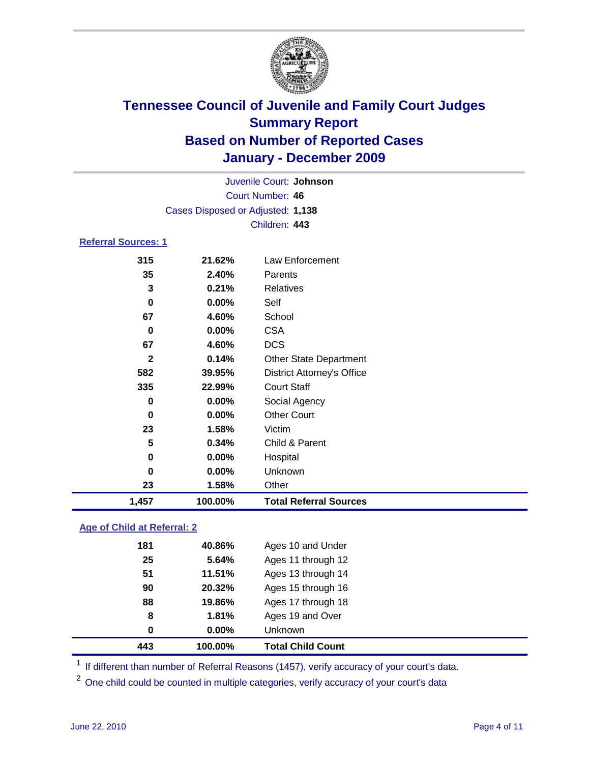# Tennessee Council of Juvenile and Family Court Judges
## Summary Report
## Based on Number of Reported Cases
## January - December 2009

Juvenile Court: **Johnson**

Court Number: **46**

Cases Disposed or Adjusted: **1,138**

Children: **443**

### Referral Sources: 1

| Count | Percent | Source |
|---|---|---|
| 315 | 21.62% | Law Enforcement |
| 35 | 2.40% | Parents |
| 3 | 0.21% | Relatives |
| 0 | 0.00% | Self |
| 67 | 4.60% | School |
| 0 | 0.00% | CSA |
| 67 | 4.60% | DCS |
| 2 | 0.14% | Other State Department |
| 582 | 39.95% | District Attorney's Office |
| 335 | 22.99% | Court Staff |
| 0 | 0.00% | Social Agency |
| 0 | 0.00% | Other Court |
| 23 | 1.58% | Victim |
| 5 | 0.34% | Child & Parent |
| 0 | 0.00% | Hospital |
| 0 | 0.00% | Unknown |
| 23 | 1.58% | Other |
| **1,457** | **100.00%** | **Total Referral Sources** |

### Age of Child at Referral: 2

| Count | Percent | Age |
|---|---|---|
| 181 | 40.86% | Ages 10 and Under |
| 25 | 5.64% | Ages 11 through 12 |
| 51 | 11.51% | Ages 13 through 14 |
| 90 | 20.32% | Ages 15 through 16 |
| 88 | 19.86% | Ages 17 through 18 |
| 8 | 1.81% | Ages 19 and Over |
| 0 | 0.00% | Unknown |
| **443** | **100.00%** | **Total Child Count** |

[1] If different than number of Referral Reasons (1457), verify accuracy of your court's data.

[2] One child could be counted in multiple categories, verify accuracy of your court's data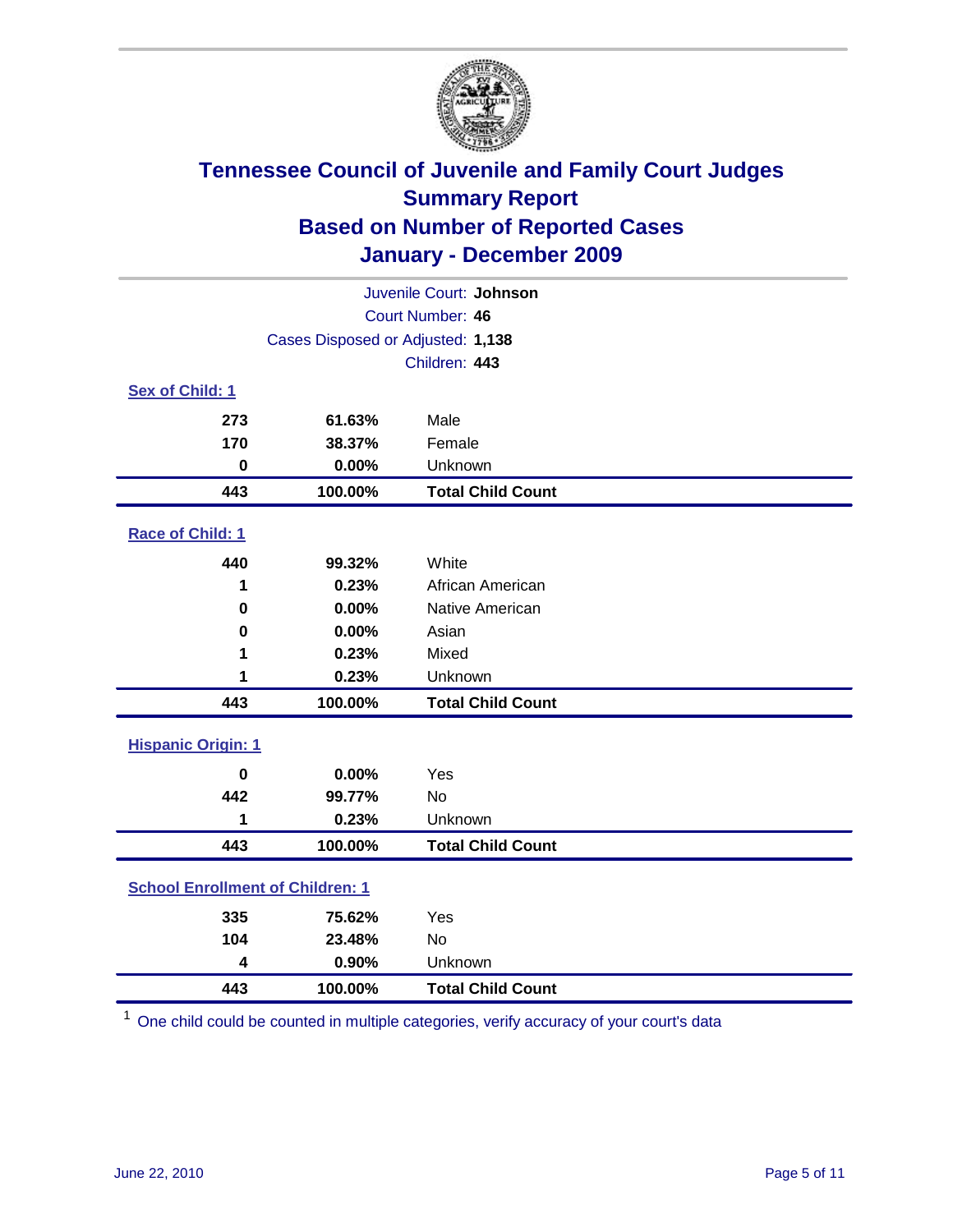# Tennessee Council of Juvenile and Family Court Judges
## Summary Report
## Based on Number of Reported Cases
## January - December 2009

Juvenile Court: **Johnson**
Court Number: **46**
Cases Disposed or Adjusted: **1,138**
Children: **443**

### Sex of Child: 1

| Count | Percent | Category |
|---|---|---|
| 273 | 61.63% | Male |
| 170 | 38.37% | Female |
| 0 | 0.00% | Unknown |
| **443** | **100.00%** | **Total Child Count** |

### Race of Child: 1

| Count | Percent | Category |
|---|---|---|
| 440 | 99.32% | White |
| 1 | 0.23% | African American |
| 0 | 0.00% | Native American |
| 0 | 0.00% | Asian |
| 1 | 0.23% | Mixed |
| 1 | 0.23% | Unknown |
| **443** | **100.00%** | **Total Child Count** |

### Hispanic Origin: 1

| Count | Percent | Category |
|---|---|---|
| 0 | 0.00% | Yes |
| 442 | 99.77% | No |
| 1 | 0.23% | Unknown |
| **443** | **100.00%** | **Total Child Count** |

### School Enrollment of Children: 1

| Count | Percent | Category |
|---|---|---|
| 335 | 75.62% | Yes |
| 104 | 23.48% | No |
| 4 | 0.90% | Unknown |
| **443** | **100.00%** | **Total Child Count** |

[1] One child could be counted in multiple categories, verify accuracy of your court's data

June 22, 2010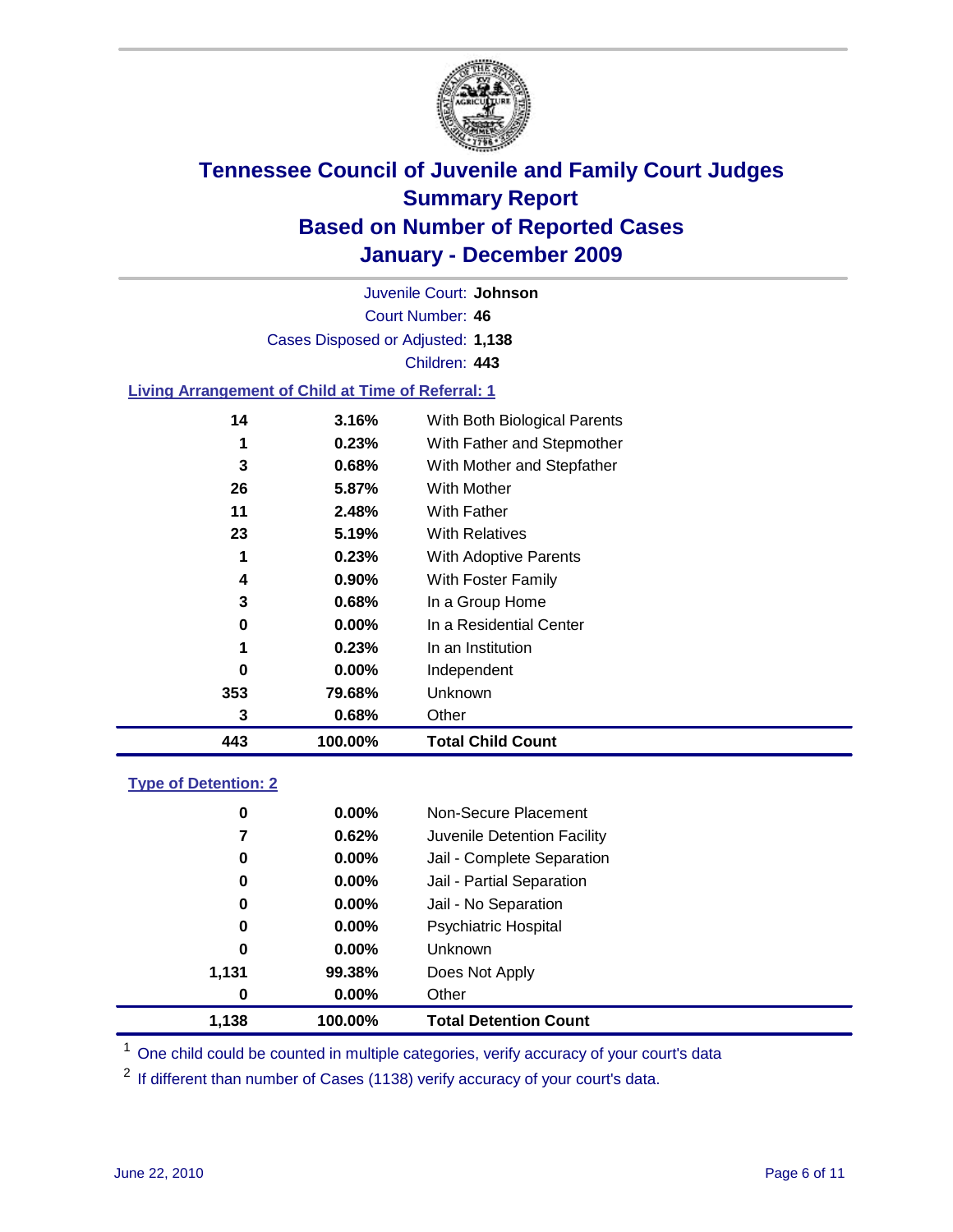# Tennessee Council of Juvenile and Family Court Judges
## Summary Report
## Based on Number of Reported Cases
## January - December 2009

Juvenile Court: **Johnson**

Court Number: **46**

Cases Disposed or Adjusted: **1,138**

Children: **443**

### Living Arrangement of Child at Time of Referral: 1

| | | |
|---|---|---|
| 14 | 3.16% | With Both Biological Parents |
| 1 | 0.23% | With Father and Stepmother |
| 3 | 0.68% | With Mother and Stepfather |
| 26 | 5.87% | With Mother |
| 11 | 2.48% | With Father |
| 23 | 5.19% | With Relatives |
| 1 | 0.23% | With Adoptive Parents |
| 4 | 0.90% | With Foster Family |
| 3 | 0.68% | In a Group Home |
| 0 | 0.00% | In a Residential Center |
| 1 | 0.23% | In an Institution |
| 0 | 0.00% | Independent |
| 353 | 79.68% | Unknown |
| 3 | 0.68% | Other |
| **443** | **100.00%** | **Total Child Count** |

### Type of Detention: 2

| | | |
|---|---|---|
| 0 | 0.00% | Non-Secure Placement |
| 7 | 0.62% | Juvenile Detention Facility |
| 0 | 0.00% | Jail - Complete Separation |
| 0 | 0.00% | Jail - Partial Separation |
| 0 | 0.00% | Jail - No Separation |
| 0 | 0.00% | Psychiatric Hospital |
| 0 | 0.00% | Unknown |
| 1,131 | 99.38% | Does Not Apply |
| 0 | 0.00% | Other |
| **1,138** | **100.00%** | **Total Detention Count** |

[1] One child could be counted in multiple categories, verify accuracy of your court's data

[2] If different than number of Cases (1138) verify accuracy of your court's data.

June 22, 2010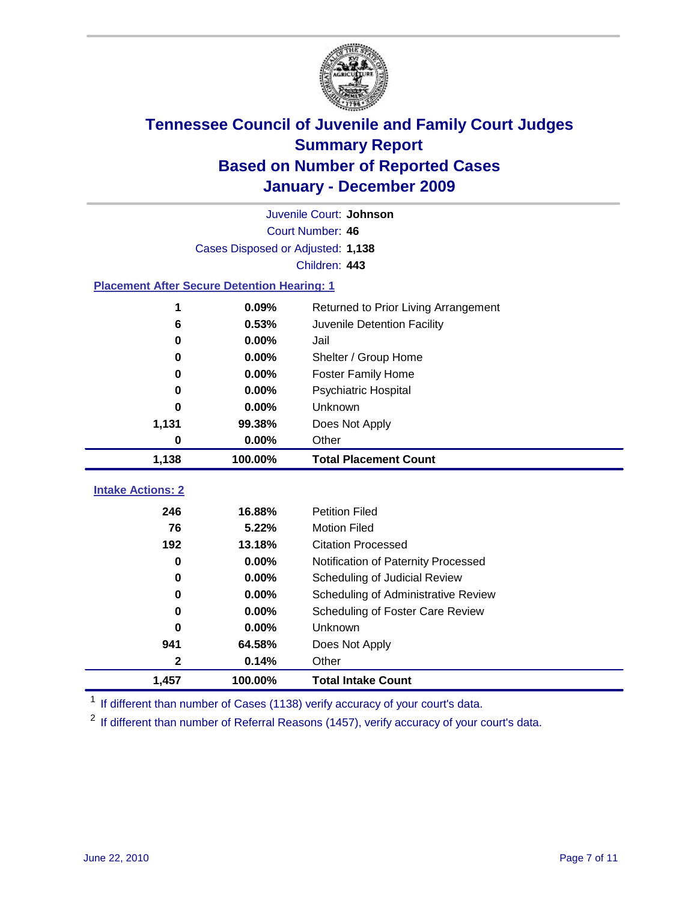# Tennessee Council of Juvenile and Family Court Judges
## Summary Report
## Based on Number of Reported Cases
## January - December 2009

Juvenile Court: **Johnson**

Court Number: **46**

Cases Disposed or Adjusted: **1,138**

Children: **443**

### Placement After Secure Detention Hearing: 1

| Count | Percent | Placement |
|---|---|---|
| 1 | 0.09% | Returned to Prior Living Arrangement |
| 6 | 0.53% | Juvenile Detention Facility |
| 0 | 0.00% | Jail |
| 0 | 0.00% | Shelter / Group Home |
| 0 | 0.00% | Foster Family Home |
| 0 | 0.00% | Psychiatric Hospital |
| 0 | 0.00% | Unknown |
| 1,131 | 99.38% | Does Not Apply |
| 0 | 0.00% | Other |
| **1,138** | **100.00%** | **Total Placement Count** |

### Intake Actions: 2

| Count | Percent | Intake Action |
|---|---|---|
| 246 | 16.88% | Petition Filed |
| 76 | 5.22% | Motion Filed |
| 192 | 13.18% | Citation Processed |
| 0 | 0.00% | Notification of Paternity Processed |
| 0 | 0.00% | Scheduling of Judicial Review |
| 0 | 0.00% | Scheduling of Administrative Review |
| 0 | 0.00% | Scheduling of Foster Care Review |
| 0 | 0.00% | Unknown |
| 941 | 64.58% | Does Not Apply |
| 2 | 0.14% | Other |
| **1,457** | **100.00%** | **Total Intake Count** |

[1] If different than number of Cases (1138) verify accuracy of your court's data.

[2] If different than number of Referral Reasons (1457), verify accuracy of your court's data.

June 22, 2010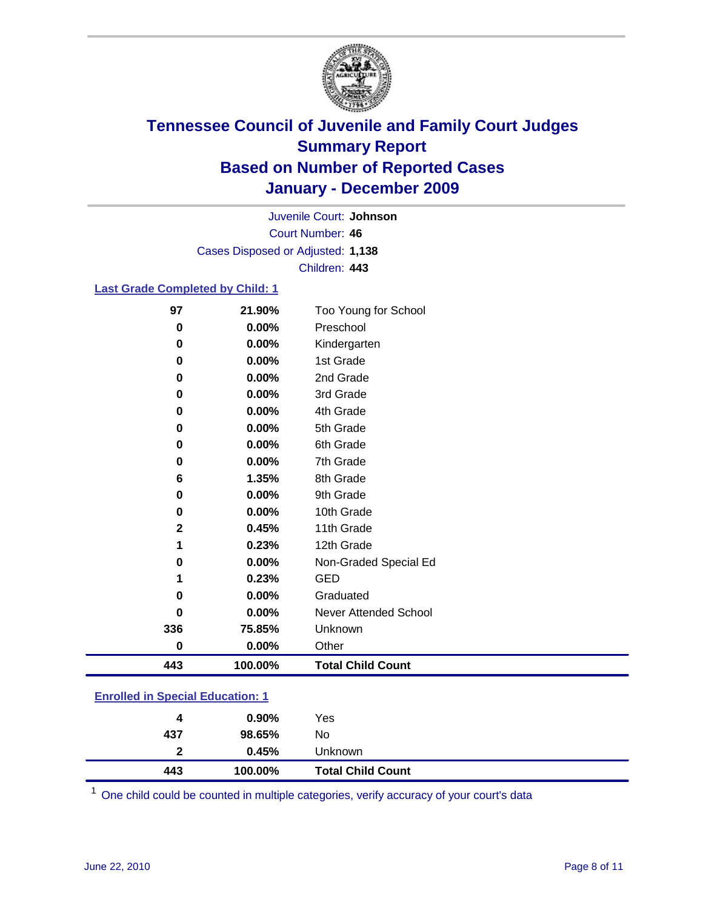# Tennessee Council of Juvenile and Family Court Judges
## Summary Report
## Based on Number of Reported Cases
## January - December 2009

Juvenile Court: **Johnson**
Court Number: **46**
Cases Disposed or Adjusted: **1,138**
Children: **443**

### Last Grade Completed by Child: 1

| Count | Percent | Category |
|---|---|---|
| 97 | 21.90% | Too Young for School |
| 0 | 0.00% | Preschool |
| 0 | 0.00% | Kindergarten |
| 0 | 0.00% | 1st Grade |
| 0 | 0.00% | 2nd Grade |
| 0 | 0.00% | 3rd Grade |
| 0 | 0.00% | 4th Grade |
| 0 | 0.00% | 5th Grade |
| 0 | 0.00% | 6th Grade |
| 0 | 0.00% | 7th Grade |
| 6 | 1.35% | 8th Grade |
| 0 | 0.00% | 9th Grade |
| 0 | 0.00% | 10th Grade |
| 2 | 0.45% | 11th Grade |
| 1 | 0.23% | 12th Grade |
| 0 | 0.00% | Non-Graded Special Ed |
| 1 | 0.23% | GED |
| 0 | 0.00% | Graduated |
| 0 | 0.00% | Never Attended School |
| 336 | 75.85% | Unknown |
| 0 | 0.00% | Other |
| **443** | **100.00%** | **Total Child Count** |

### Enrolled in Special Education: 1

| Count | Percent | Category |
|---|---|---|
| 4 | 0.90% | Yes |
| 437 | 98.65% | No |
| 2 | 0.45% | Unknown |
| **443** | **100.00%** | **Total Child Count** |

[1] One child could be counted in multiple categories, verify accuracy of your court's data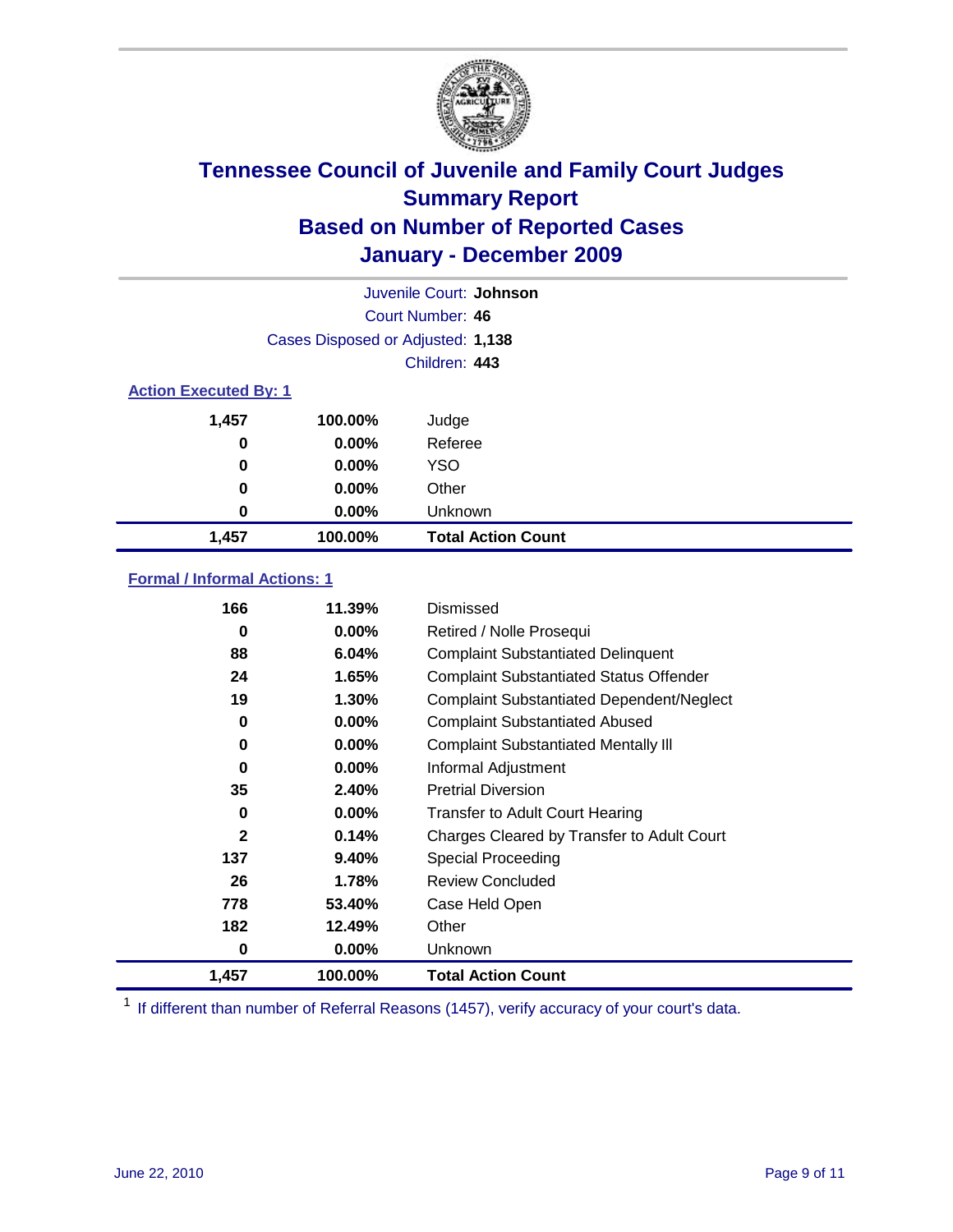# Tennessee Council of Juvenile and Family Court Judges
## Summary Report
## Based on Number of Reported Cases
## January - December 2009

Juvenile Court: **Johnson**
Court Number: **46**
Cases Disposed or Adjusted: **1,138**
Children: **443**

### Action Executed By: 1

| | | |
|---|---|---|
| 1,457 | 100.00% | Judge |
| 0 | 0.00% | Referee |
| 0 | 0.00% | YSO |
| 0 | 0.00% | Other |
| 0 | 0.00% | Unknown |
| **1,457** | **100.00%** | **Total Action Count** |

### Formal / Informal Actions: 1

| | | |
|---|---|---|
| 166 | 11.39% | Dismissed |
| 0 | 0.00% | Retired / Nolle Prosequi |
| 88 | 6.04% | Complaint Substantiated Delinquent |
| 24 | 1.65% | Complaint Substantiated Status Offender |
| 19 | 1.30% | Complaint Substantiated Dependent/Neglect |
| 0 | 0.00% | Complaint Substantiated Abused |
| 0 | 0.00% | Complaint Substantiated Mentally Ill |
| 0 | 0.00% | Informal Adjustment |
| 35 | 2.40% | Pretrial Diversion |
| 0 | 0.00% | Transfer to Adult Court Hearing |
| 2 | 0.14% | Charges Cleared by Transfer to Adult Court |
| 137 | 9.40% | Special Proceeding |
| 26 | 1.78% | Review Concluded |
| 778 | 53.40% | Case Held Open |
| 182 | 12.49% | Other |
| 0 | 0.00% | Unknown |
| **1,457** | **100.00%** | **Total Action Count** |

[1] If different than number of Referral Reasons (1457), verify accuracy of your court's data.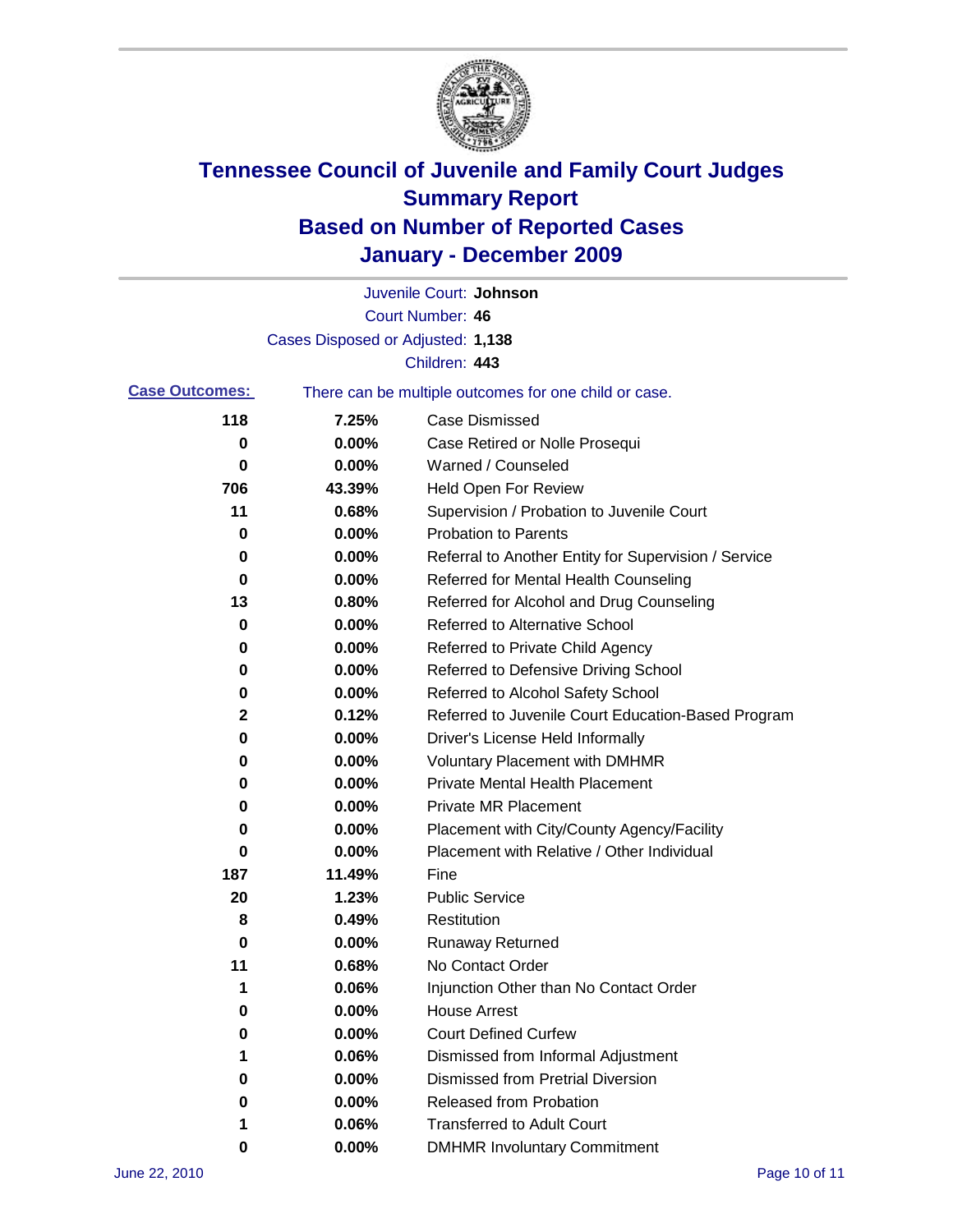# Tennessee Council of Juvenile and Family Court Judges
## Summary Report
## Based on Number of Reported Cases
## January - December 2009

Juvenile Court: **Johnson**
Court Number: **46**
Cases Disposed or Adjusted: **1,138**
Children: **443**

**Case Outcomes:** There can be multiple outcomes for one child or case.

| Count | Percent | Outcome |
|---|---|---|
| 118 | 7.25% | Case Dismissed |
| 0 | 0.00% | Case Retired or Nolle Prosequi |
| 0 | 0.00% | Warned / Counseled |
| 706 | 43.39% | Held Open For Review |
| 11 | 0.68% | Supervision / Probation to Juvenile Court |
| 0 | 0.00% | Probation to Parents |
| 0 | 0.00% | Referral to Another Entity for Supervision / Service |
| 0 | 0.00% | Referred for Mental Health Counseling |
| 13 | 0.80% | Referred for Alcohol and Drug Counseling |
| 0 | 0.00% | Referred to Alternative School |
| 0 | 0.00% | Referred to Private Child Agency |
| 0 | 0.00% | Referred to Defensive Driving School |
| 0 | 0.00% | Referred to Alcohol Safety School |
| 2 | 0.12% | Referred to Juvenile Court Education-Based Program |
| 0 | 0.00% | Driver's License Held Informally |
| 0 | 0.00% | Voluntary Placement with DMHMR |
| 0 | 0.00% | Private Mental Health Placement |
| 0 | 0.00% | Private MR Placement |
| 0 | 0.00% | Placement with City/County Agency/Facility |
| 0 | 0.00% | Placement with Relative / Other Individual |
| 187 | 11.49% | Fine |
| 20 | 1.23% | Public Service |
| 8 | 0.49% | Restitution |
| 0 | 0.00% | Runaway Returned |
| 11 | 0.68% | No Contact Order |
| 1 | 0.06% | Injunction Other than No Contact Order |
| 0 | 0.00% | House Arrest |
| 0 | 0.00% | Court Defined Curfew |
| 1 | 0.06% | Dismissed from Informal Adjustment |
| 0 | 0.00% | Dismissed from Pretrial Diversion |
| 0 | 0.00% | Released from Probation |
| 1 | 0.06% | Transferred to Adult Court |
| 0 | 0.00% | DMHMR Involuntary Commitment |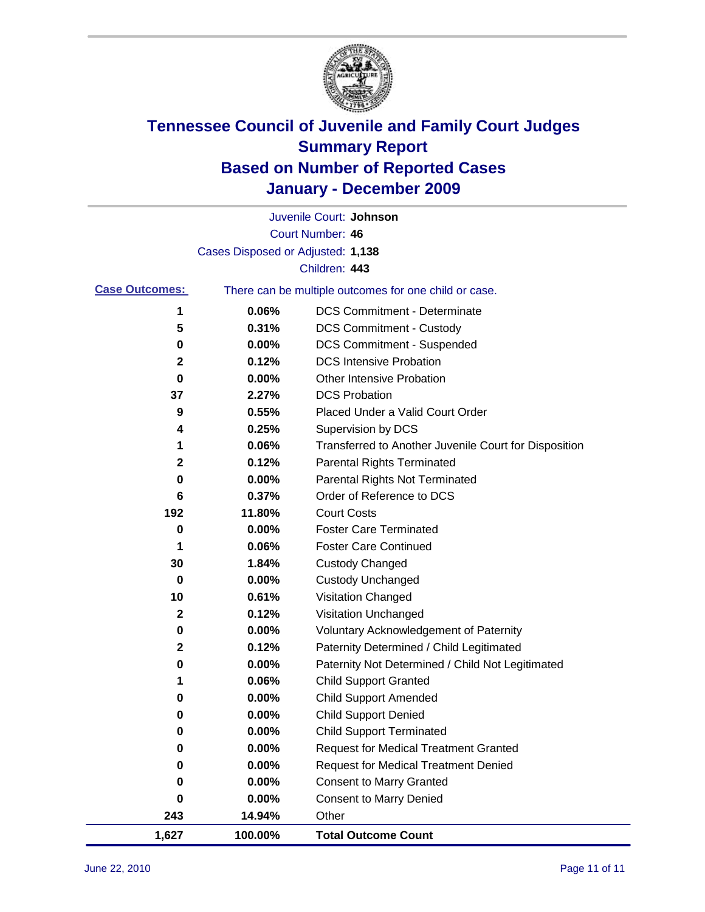# Tennessee Council of Juvenile and Family Court Judges
## Summary Report
## Based on Number of Reported Cases
## January - December 2009

Juvenile Court: **Johnson**

Court Number: **46**

Cases Disposed or Adjusted: **1,138**

Children: **443**

**Case Outcomes:** There can be multiple outcomes for one child or case.

| | | |
|---|---|---|
| 1 | 0.06% | DCS Commitment - Determinate |
| 5 | 0.31% | DCS Commitment - Custody |
| 0 | 0.00% | DCS Commitment - Suspended |
| 2 | 0.12% | DCS Intensive Probation |
| 0 | 0.00% | Other Intensive Probation |
| 37 | 2.27% | DCS Probation |
| 9 | 0.55% | Placed Under a Valid Court Order |
| 4 | 0.25% | Supervision by DCS |
| 1 | 0.06% | Transferred to Another Juvenile Court for Disposition |
| 2 | 0.12% | Parental Rights Terminated |
| 0 | 0.00% | Parental Rights Not Terminated |
| 6 | 0.37% | Order of Reference to DCS |
| 192 | 11.80% | Court Costs |
| 0 | 0.00% | Foster Care Terminated |
| 1 | 0.06% | Foster Care Continued |
| 30 | 1.84% | Custody Changed |
| 0 | 0.00% | Custody Unchanged |
| 10 | 0.61% | Visitation Changed |
| 2 | 0.12% | Visitation Unchanged |
| 0 | 0.00% | Voluntary Acknowledgement of Paternity |
| 2 | 0.12% | Paternity Determined / Child Legitimated |
| 0 | 0.00% | Paternity Not Determined / Child Not Legitimated |
| 1 | 0.06% | Child Support Granted |
| 0 | 0.00% | Child Support Amended |
| 0 | 0.00% | Child Support Denied |
| 0 | 0.00% | Child Support Terminated |
| 0 | 0.00% | Request for Medical Treatment Granted |
| 0 | 0.00% | Request for Medical Treatment Denied |
| 0 | 0.00% | Consent to Marry Granted |
| 0 | 0.00% | Consent to Marry Denied |
| 243 | 14.94% | Other |
| **1,627** | **100.00%** | **Total Outcome Count** |

June 22, 2010